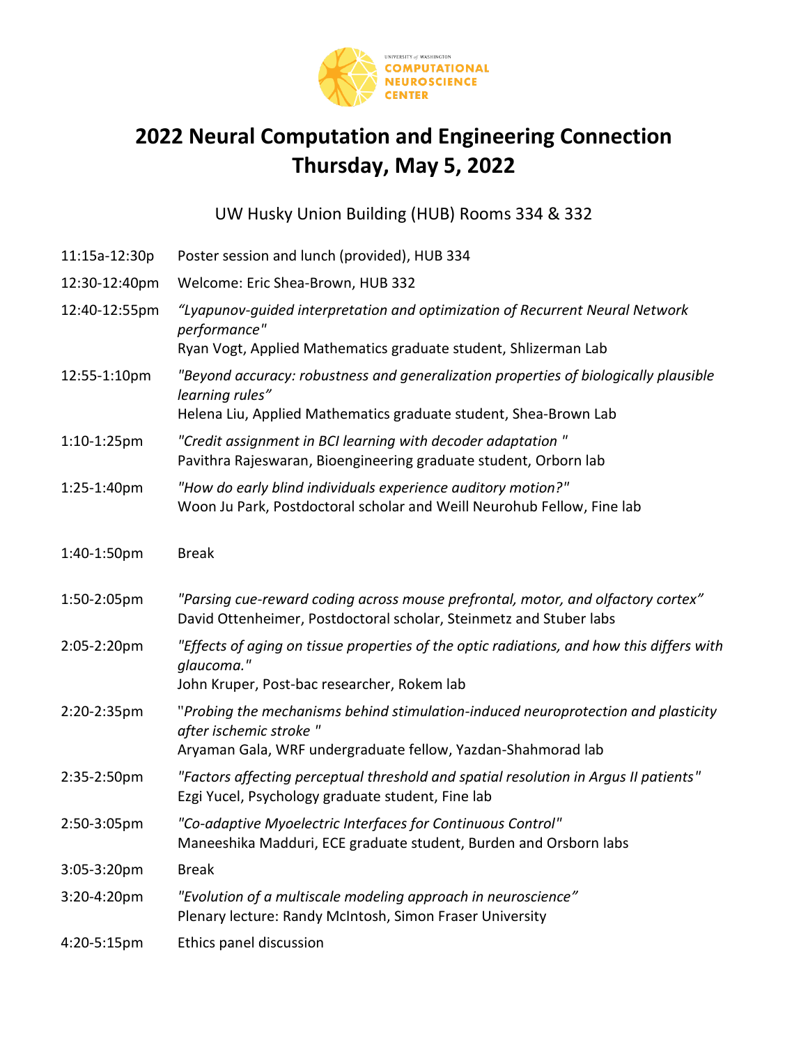UNIVERSITY of WASHINGTON
COMPUTATIONAL NEUROSCIENCE CENTER

# 2022 Neural Computation and Engineering Connection
# Thursday, May 5, 2022

UW Husky Union Building (HUB) Rooms 334 & 332

| | |
|---|---|
| 11:15a-12:30p | Poster session and lunch (provided), HUB 334 |
| 12:30-12:40pm | Welcome: Eric Shea-Brown, HUB 332 |
| 12:40-12:55pm | *"Lyapunov-guided interpretation and optimization of Recurrent Neural Network performance"*<br>Ryan Vogt, Applied Mathematics graduate student, Shlizerman Lab |
| 12:55-1:10pm | *"Beyond accuracy: robustness and generalization properties of biologically plausible learning rules"*<br>Helena Liu, Applied Mathematics graduate student, Shea-Brown Lab |
| 1:10-1:25pm | *"Credit assignment in BCI learning with decoder adaptation "*<br>Pavithra Rajeswaran, Bioengineering graduate student, Orborn lab |
| 1:25-1:40pm | *"How do early blind individuals experience auditory motion?"*<br>Woon Ju Park, Postdoctoral scholar and Weill Neurohub Fellow, Fine lab |
| 1:40-1:50pm | Break |
| 1:50-2:05pm | *"Parsing cue-reward coding across mouse prefrontal, motor, and olfactory cortex"*<br>David Ottenheimer, Postdoctoral scholar, Steinmetz and Stuber labs |
| 2:05-2:20pm | *"Effects of aging on tissue properties of the optic radiations, and how this differs with glaucoma."*<br>John Kruper, Post-bac researcher, Rokem lab |
| 2:20-2:35pm | *"Probing the mechanisms behind stimulation-induced neuroprotection and plasticity after ischemic stroke "*<br>Aryaman Gala, WRF undergraduate fellow, Yazdan-Shahmorad lab |
| 2:35-2:50pm | *"Factors affecting perceptual threshold and spatial resolution in Argus II patients"*<br>Ezgi Yucel, Psychology graduate student, Fine lab |
| 2:50-3:05pm | *"Co-adaptive Myoelectric Interfaces for Continuous Control"*<br>Maneeshika Madduri, ECE graduate student, Burden and Orsborn labs |
| 3:05-3:20pm | Break |
| 3:20-4:20pm | *"Evolution of a multiscale modeling approach in neuroscience"*<br>Plenary lecture: Randy McIntosh, Simon Fraser University |
| 4:20-5:15pm | Ethics panel discussion |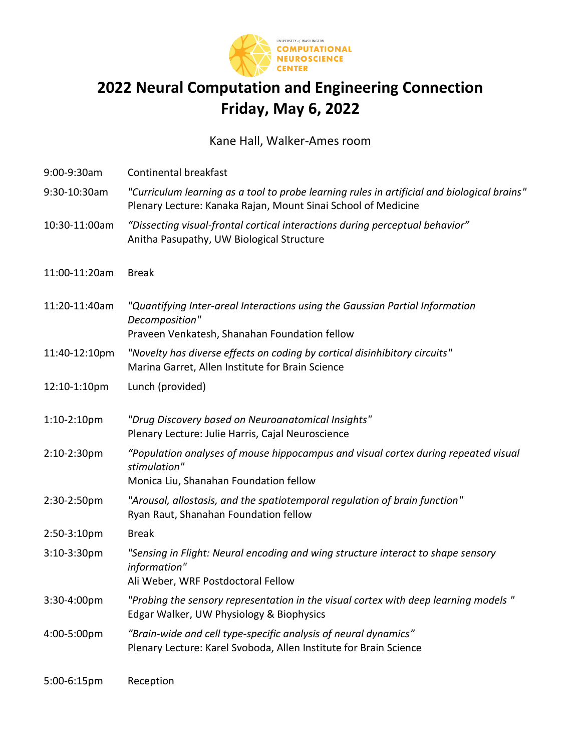UNIVERSITY of WASHINGTON
COMPUTATIONAL NEUROSCIENCE CENTER

# 2022 Neural Computation and Engineering Connection
# Friday, May 6, 2022

Kane Hall, Walker-Ames room

| | |
|---|---|
| 9:00-9:30am | Continental breakfast |
| 9:30-10:30am | *"Curriculum learning as a tool to probe learning rules in artificial and biological brains"*<br>Plenary Lecture: Kanaka Rajan, Mount Sinai School of Medicine |
| 10:30-11:00am | *"Dissecting visual-frontal cortical interactions during perceptual behavior"*<br>Anitha Pasupathy, UW Biological Structure |
| 11:00-11:20am | Break |
| 11:20-11:40am | *"Quantifying Inter-areal Interactions using the Gaussian Partial Information Decomposition"*<br>Praveen Venkatesh, Shanahan Foundation fellow |
| 11:40-12:10pm | *"Novelty has diverse effects on coding by cortical disinhibitory circuits"*<br>Marina Garret, Allen Institute for Brain Science |
| 12:10-1:10pm | Lunch (provided) |
| 1:10-2:10pm | *"Drug Discovery based on Neuroanatomical Insights"*<br>Plenary Lecture: Julie Harris, Cajal Neuroscience |
| 2:10-2:30pm | *"Population analyses of mouse hippocampus and visual cortex during repeated visual stimulation"*<br>Monica Liu, Shanahan Foundation fellow |
| 2:30-2:50pm | *"Arousal, allostasis, and the spatiotemporal regulation of brain function"*<br>Ryan Raut, Shanahan Foundation fellow |
| 2:50-3:10pm | Break |
| 3:10-3:30pm | *"Sensing in Flight: Neural encoding and wing structure interact to shape sensory information"*<br>Ali Weber, WRF Postdoctoral Fellow |
| 3:30-4:00pm | *"Probing the sensory representation in the visual cortex with deep learning models "*<br>Edgar Walker, UW Physiology & Biophysics |
| 4:00-5:00pm | *"Brain-wide and cell type-specific analysis of neural dynamics"*<br>Plenary Lecture: Karel Svoboda, Allen Institute for Brain Science |
| 5:00-6:15pm | Reception |